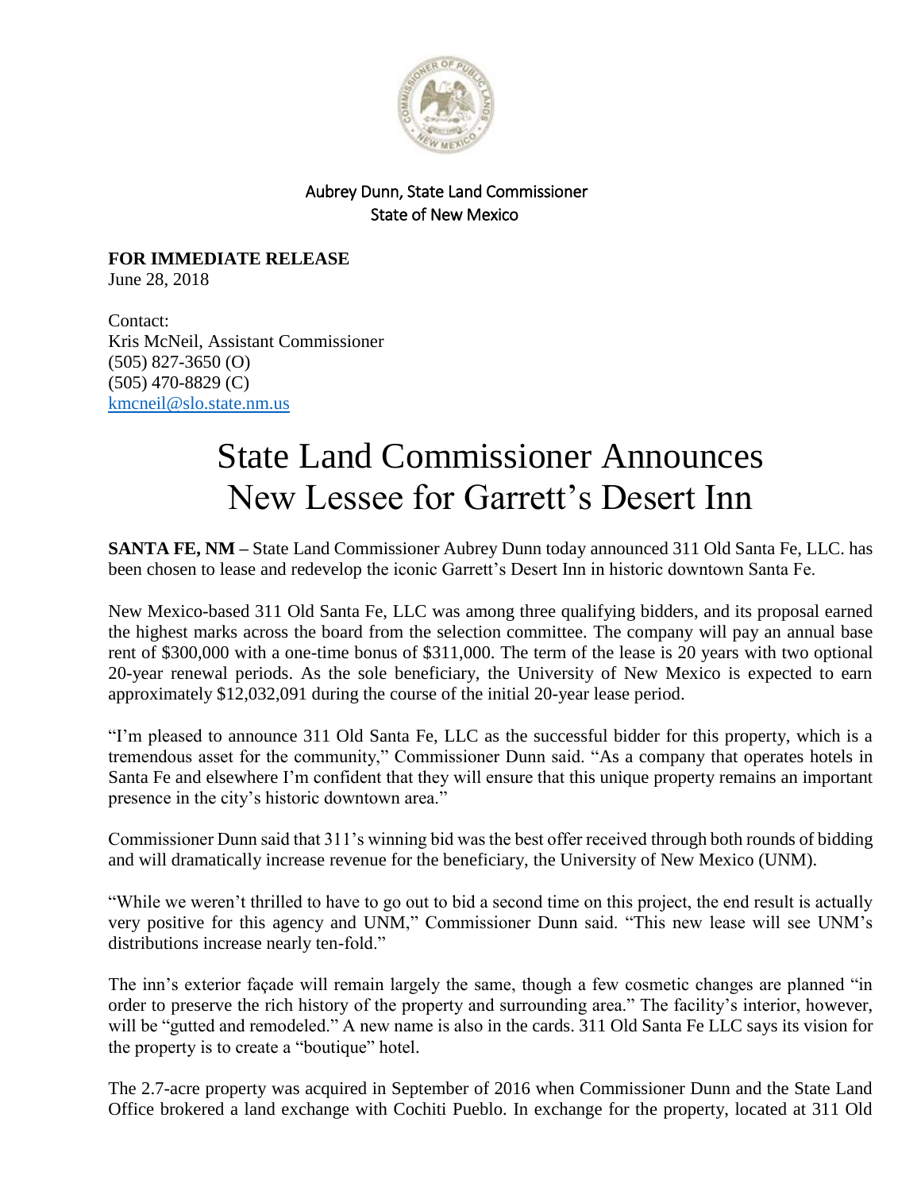Aubrey Dunn, State Land Commissioner
State of New Mexico

**FOR IMMEDIATE RELEASE**
June 28, 2018

Contact:
Kris McNeil, Assistant Commissioner
(505) 827-3650 (O)
(505) 470-8829 (C)
kmcneil@slo.state.nm.us

# State Land Commissioner Announces New Lessee for Garrett's Desert Inn

**SANTA FE, NM –** State Land Commissioner Aubrey Dunn today announced 311 Old Santa Fe, LLC. has been chosen to lease and redevelop the iconic Garrett's Desert Inn in historic downtown Santa Fe.

New Mexico-based 311 Old Santa Fe, LLC was among three qualifying bidders, and its proposal earned the highest marks across the board from the selection committee. The company will pay an annual base rent of $300,000 with a one-time bonus of $311,000. The term of the lease is 20 years with two optional 20-year renewal periods. As the sole beneficiary, the University of New Mexico is expected to earn approximately $12,032,091 during the course of the initial 20-year lease period.

"I'm pleased to announce 311 Old Santa Fe, LLC as the successful bidder for this property, which is a tremendous asset for the community," Commissioner Dunn said. "As a company that operates hotels in Santa Fe and elsewhere I'm confident that they will ensure that this unique property remains an important presence in the city's historic downtown area."

Commissioner Dunn said that 311's winning bid was the best offer received through both rounds of bidding and will dramatically increase revenue for the beneficiary, the University of New Mexico (UNM).

"While we weren't thrilled to have to go out to bid a second time on this project, the end result is actually very positive for this agency and UNM," Commissioner Dunn said. "This new lease will see UNM's distributions increase nearly ten-fold."

The inn's exterior façade will remain largely the same, though a few cosmetic changes are planned "in order to preserve the rich history of the property and surrounding area." The facility's interior, however, will be "gutted and remodeled." A new name is also in the cards. 311 Old Santa Fe LLC says its vision for the property is to create a "boutique" hotel.

The 2.7-acre property was acquired in September of 2016 when Commissioner Dunn and the State Land Office brokered a land exchange with Cochiti Pueblo. In exchange for the property, located at 311 Old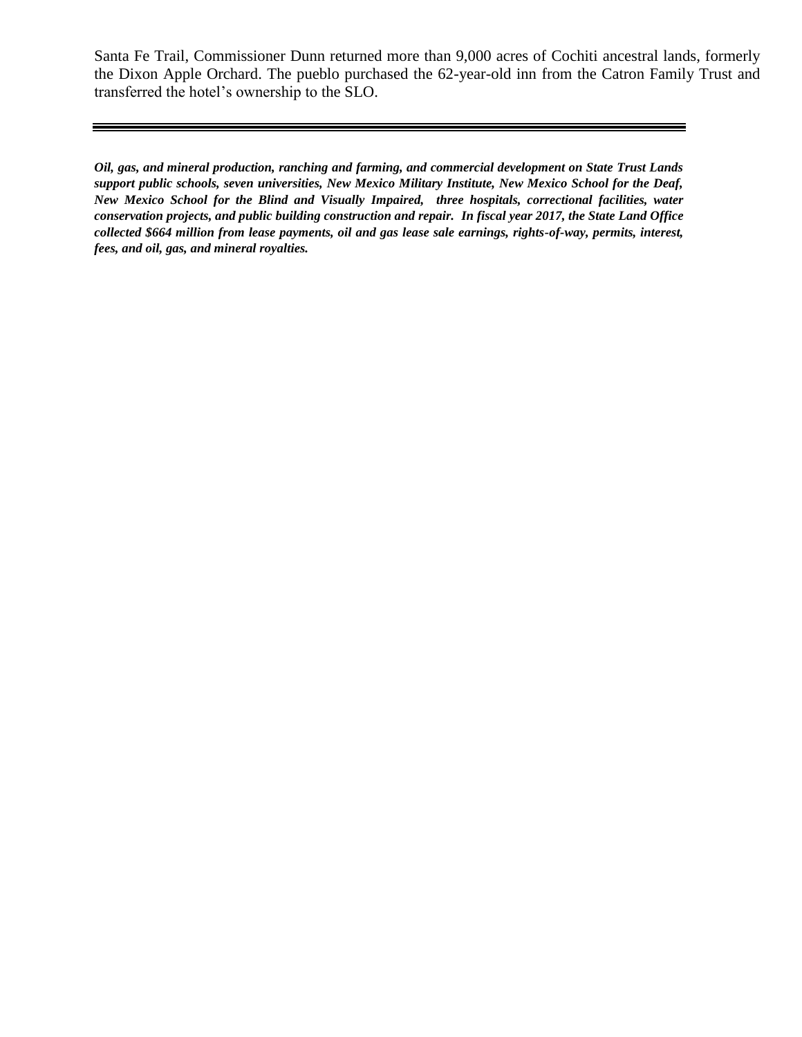Santa Fe Trail, Commissioner Dunn returned more than 9,000 acres of Cochiti ancestral lands, formerly the Dixon Apple Orchard. The pueblo purchased the 62-year-old inn from the Catron Family Trust and transferred the hotel's ownership to the SLO.

---

***Oil, gas, and mineral production, ranching and farming, and commercial development on State Trust Lands support public schools, seven universities, New Mexico Military Institute, New Mexico School for the Deaf, New Mexico School for the Blind and Visually Impaired, three hospitals, correctional facilities, water conservation projects, and public building construction and repair. In fiscal year 2017, the State Land Office collected $664 million from lease payments, oil and gas lease sale earnings, rights-of-way, permits, interest, fees, and oil, gas, and mineral royalties.***